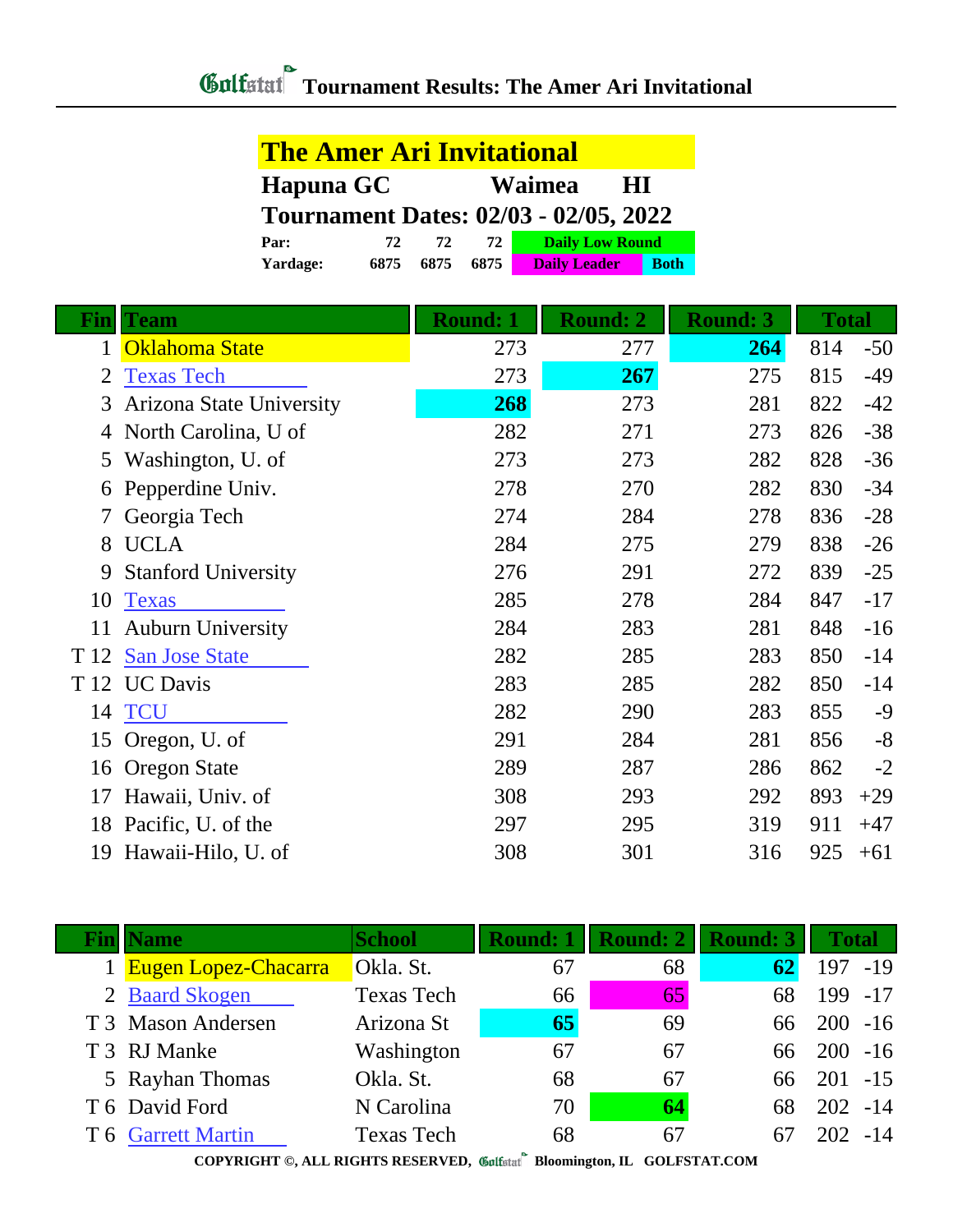# Tournament Results: The Amer Ari Invitational

## The Amer Ari Invitational

**Hapuna GC** **Waimea** **HI**

**Tournament Dates: 02/03 - 02/05, 2022**

| | | | | |
|---|---|---|---|---|
| **Par:** | 72 | 72 | 72 | Daily Low Round |
| **Yardage:** | 6875 | 6875 | 6875 | Daily Leader / Both |

| Fin | Team | Round: 1 | Round: 2 | Round: 3 | Total | |
|---|---|---|---|---|---|---|
| 1 | Oklahoma State | 273 | 277 | **264** | 814 | -50 |
| 2 | Texas Tech | 273 | **267** | 275 | 815 | -49 |
| 3 | Arizona State University | **268** | 273 | 281 | 822 | -42 |
| 4 | North Carolina, U of | 282 | 271 | 273 | 826 | -38 |
| 5 | Washington, U. of | 273 | 273 | 282 | 828 | -36 |
| 6 | Pepperdine Univ. | 278 | 270 | 282 | 830 | -34 |
| 7 | Georgia Tech | 274 | 284 | 278 | 836 | -28 |
| 8 | UCLA | 284 | 275 | 279 | 838 | -26 |
| 9 | Stanford University | 276 | 291 | 272 | 839 | -25 |
| 10 | Texas | 285 | 278 | 284 | 847 | -17 |
| 11 | Auburn University | 284 | 283 | 281 | 848 | -16 |
| T 12 | San Jose State | 282 | 285 | 283 | 850 | -14 |
| T 12 | UC Davis | 283 | 285 | 282 | 850 | -14 |
| 14 | TCU | 282 | 290 | 283 | 855 | -9 |
| 15 | Oregon, U. of | 291 | 284 | 281 | 856 | -8 |
| 16 | Oregon State | 289 | 287 | 286 | 862 | -2 |
| 17 | Hawaii, Univ. of | 308 | 293 | 292 | 893 | +29 |
| 18 | Pacific, U. of the | 297 | 295 | 319 | 911 | +47 |
| 19 | Hawaii-Hilo, U. of | 308 | 301 | 316 | 925 | +61 |

| Fin | Name | School | Round: 1 | Round: 2 | Round: 3 | Total | |
|---|---|---|---|---|---|---|---|
| 1 | Eugen Lopez-Chacarra | Okla. St. | 67 | 68 | **62** | 197 | -19 |
| 2 | Baard Skogen | Texas Tech | 66 | 65 | 68 | 199 | -17 |
| T 3 | Mason Andersen | Arizona St | **65** | 69 | 66 | 200 | -16 |
| T 3 | RJ Manke | Washington | 67 | 67 | 66 | 200 | -16 |
| 5 | Rayhan Thomas | Okla. St. | 68 | 67 | 66 | 201 | -15 |
| T 6 | David Ford | N Carolina | 70 | **64** | 68 | 202 | -14 |
| T 6 | Garrett Martin | Texas Tech | 68 | 67 | 67 | 202 | -14 |

**COPYRIGHT ©, ALL RIGHTS RESERVED, Golfstat Bloomington, IL GOLFSTAT.COM**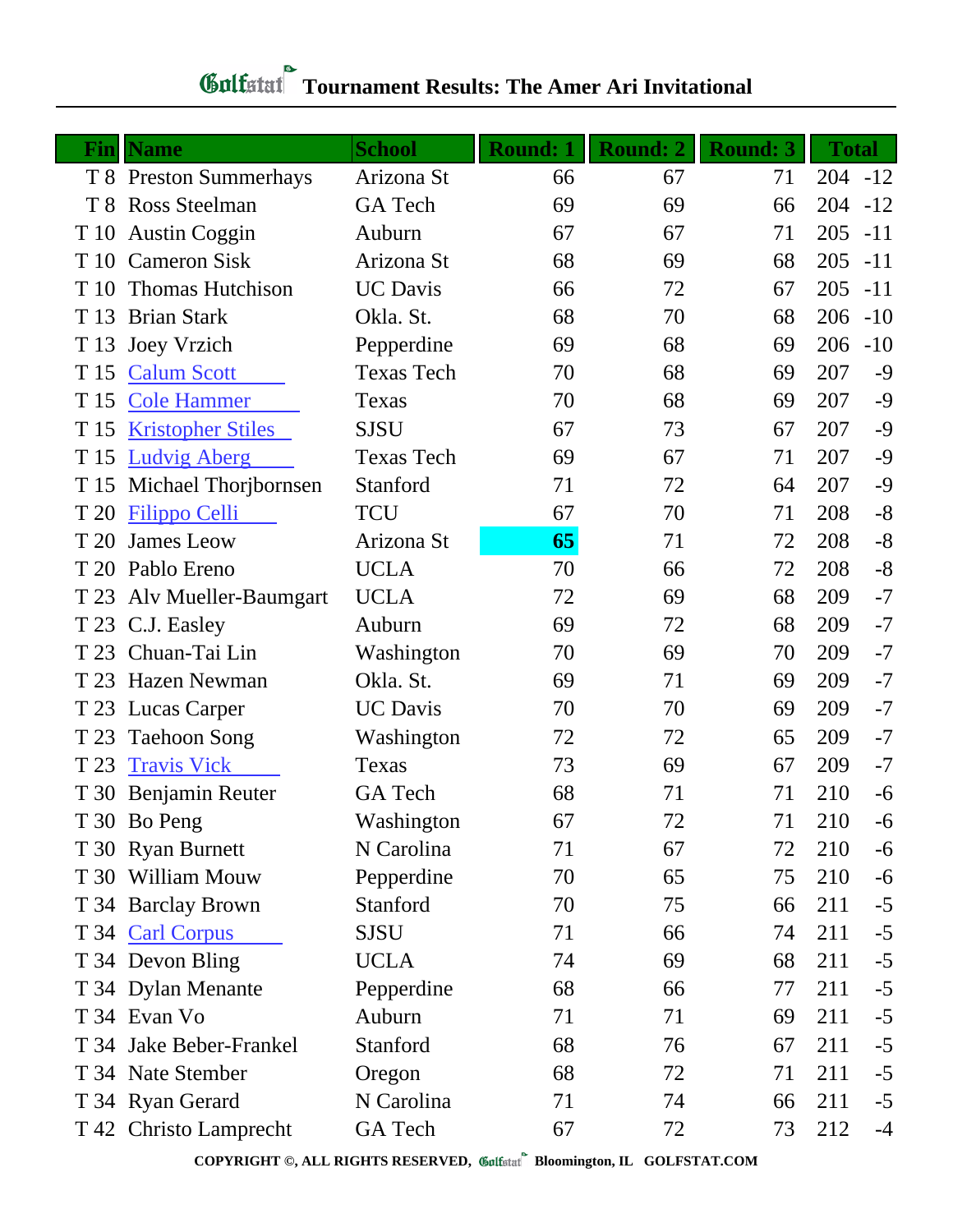# Golfstat Tournament Results: The Amer Ari Invitational

| Fin | Name | School | Round: 1 | Round: 2 | Round: 3 | Total | |
|---|---|---|---|---|---|---|---|
| T 8 | Preston Summerhays | Arizona St | 66 | 67 | 71 | 204 | -12 |
| T 8 | Ross Steelman | GA Tech | 69 | 69 | 66 | 204 | -12 |
| T 10 | Austin Coggin | Auburn | 67 | 67 | 71 | 205 | -11 |
| T 10 | Cameron Sisk | Arizona St | 68 | 69 | 68 | 205 | -11 |
| T 10 | Thomas Hutchison | UC Davis | 66 | 72 | 67 | 205 | -11 |
| T 13 | Brian Stark | Okla. St. | 68 | 70 | 68 | 206 | -10 |
| T 13 | Joey Vrzich | Pepperdine | 69 | 68 | 69 | 206 | -10 |
| T 15 | Calum Scott | Texas Tech | 70 | 68 | 69 | 207 | -9 |
| T 15 | Cole Hammer | Texas | 70 | 68 | 69 | 207 | -9 |
| T 15 | Kristopher Stiles | SJSU | 67 | 73 | 67 | 207 | -9 |
| T 15 | Ludvig Aberg | Texas Tech | 69 | 67 | 71 | 207 | -9 |
| T 15 | Michael Thorjbornsen | Stanford | 71 | 72 | 64 | 207 | -9 |
| T 20 | Filippo Celli | TCU | 67 | 70 | 71 | 208 | -8 |
| T 20 | James Leow | Arizona St | **65** | 71 | 72 | 208 | -8 |
| T 20 | Pablo Ereno | UCLA | 70 | 66 | 72 | 208 | -8 |
| T 23 | Alv Mueller-Baumgart | UCLA | 72 | 69 | 68 | 209 | -7 |
| T 23 | C.J. Easley | Auburn | 69 | 72 | 68 | 209 | -7 |
| T 23 | Chuan-Tai Lin | Washington | 70 | 69 | 70 | 209 | -7 |
| T 23 | Hazen Newman | Okla. St. | 69 | 71 | 69 | 209 | -7 |
| T 23 | Lucas Carper | UC Davis | 70 | 70 | 69 | 209 | -7 |
| T 23 | Taehoon Song | Washington | 72 | 72 | 65 | 209 | -7 |
| T 23 | Travis Vick | Texas | 73 | 69 | 67 | 209 | -7 |
| T 30 | Benjamin Reuter | GA Tech | 68 | 71 | 71 | 210 | -6 |
| T 30 | Bo Peng | Washington | 67 | 72 | 71 | 210 | -6 |
| T 30 | Ryan Burnett | N Carolina | 71 | 67 | 72 | 210 | -6 |
| T 30 | William Mouw | Pepperdine | 70 | 65 | 75 | 210 | -6 |
| T 34 | Barclay Brown | Stanford | 70 | 75 | 66 | 211 | -5 |
| T 34 | Carl Corpus | SJSU | 71 | 66 | 74 | 211 | -5 |
| T 34 | Devon Bling | UCLA | 74 | 69 | 68 | 211 | -5 |
| T 34 | Dylan Menante | Pepperdine | 68 | 66 | 77 | 211 | -5 |
| T 34 | Evan Vo | Auburn | 71 | 71 | 69 | 211 | -5 |
| T 34 | Jake Beber-Frankel | Stanford | 68 | 76 | 67 | 211 | -5 |
| T 34 | Nate Stember | Oregon | 68 | 72 | 71 | 211 | -5 |
| T 34 | Ryan Gerard | N Carolina | 71 | 74 | 66 | 211 | -5 |
| T 42 | Christo Lamprecht | GA Tech | 67 | 72 | 73 | 212 | -4 |

COPYRIGHT ©, ALL RIGHTS RESERVED, Golfstat Bloomington, IL GOLFSTAT.COM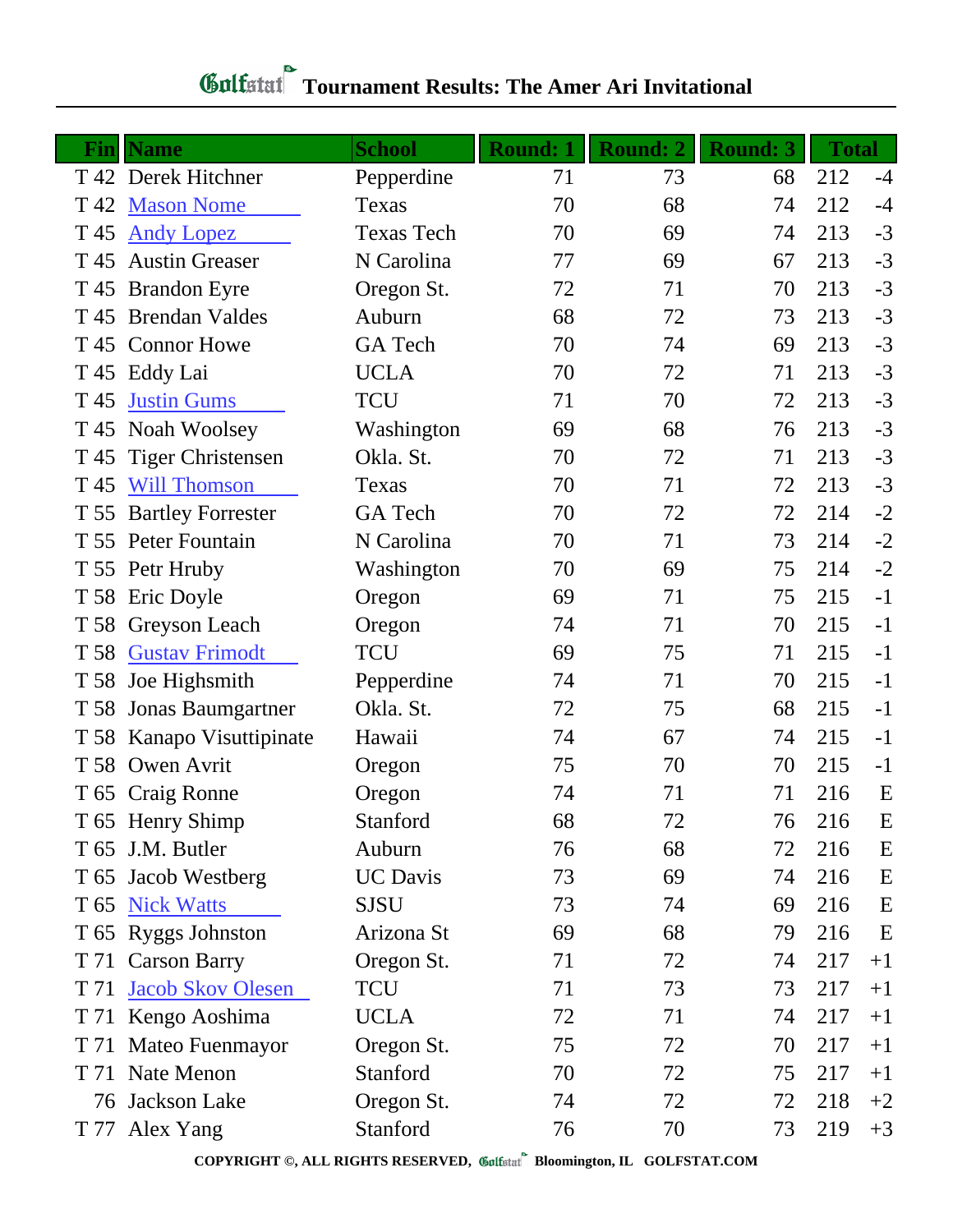# Golfstat Tournament Results: The Amer Ari Invitational

| Fin | Name | School | Round: 1 | Round: 2 | Round: 3 | Total | |
|---|---|---|---|---|---|---|---|
| T 42 | Derek Hitchner | Pepperdine | 71 | 73 | 68 | 212 | -4 |
| T 42 | Mason Nome | Texas | 70 | 68 | 74 | 212 | -4 |
| T 45 | Andy Lopez | Texas Tech | 70 | 69 | 74 | 213 | -3 |
| T 45 | Austin Greaser | N Carolina | 77 | 69 | 67 | 213 | -3 |
| T 45 | Brandon Eyre | Oregon St. | 72 | 71 | 70 | 213 | -3 |
| T 45 | Brendan Valdes | Auburn | 68 | 72 | 73 | 213 | -3 |
| T 45 | Connor Howe | GA Tech | 70 | 74 | 69 | 213 | -3 |
| T 45 | Eddy Lai | UCLA | 70 | 72 | 71 | 213 | -3 |
| T 45 | Justin Gums | TCU | 71 | 70 | 72 | 213 | -3 |
| T 45 | Noah Woolsey | Washington | 69 | 68 | 76 | 213 | -3 |
| T 45 | Tiger Christensen | Okla. St. | 70 | 72 | 71 | 213 | -3 |
| T 45 | Will Thomson | Texas | 70 | 71 | 72 | 213 | -3 |
| T 55 | Bartley Forrester | GA Tech | 70 | 72 | 72 | 214 | -2 |
| T 55 | Peter Fountain | N Carolina | 70 | 71 | 73 | 214 | -2 |
| T 55 | Petr Hruby | Washington | 70 | 69 | 75 | 214 | -2 |
| T 58 | Eric Doyle | Oregon | 69 | 71 | 75 | 215 | -1 |
| T 58 | Greyson Leach | Oregon | 74 | 71 | 70 | 215 | -1 |
| T 58 | Gustav Frimodt | TCU | 69 | 75 | 71 | 215 | -1 |
| T 58 | Joe Highsmith | Pepperdine | 74 | 71 | 70 | 215 | -1 |
| T 58 | Jonas Baumgartner | Okla. St. | 72 | 75 | 68 | 215 | -1 |
| T 58 | Kanapo Visuttipinate | Hawaii | 74 | 67 | 74 | 215 | -1 |
| T 58 | Owen Avrit | Oregon | 75 | 70 | 70 | 215 | -1 |
| T 65 | Craig Ronne | Oregon | 74 | 71 | 71 | 216 | E |
| T 65 | Henry Shimp | Stanford | 68 | 72 | 76 | 216 | E |
| T 65 | J.M. Butler | Auburn | 76 | 68 | 72 | 216 | E |
| T 65 | Jacob Westberg | UC Davis | 73 | 69 | 74 | 216 | E |
| T 65 | Nick Watts | SJSU | 73 | 74 | 69 | 216 | E |
| T 65 | Ryggs Johnston | Arizona St | 69 | 68 | 79 | 216 | E |
| T 71 | Carson Barry | Oregon St. | 71 | 72 | 74 | 217 | +1 |
| T 71 | Jacob Skov Olesen | TCU | 71 | 73 | 73 | 217 | +1 |
| T 71 | Kengo Aoshima | UCLA | 72 | 71 | 74 | 217 | +1 |
| T 71 | Mateo Fuenmayor | Oregon St. | 75 | 72 | 70 | 217 | +1 |
| T 71 | Nate Menon | Stanford | 70 | 72 | 75 | 217 | +1 |
| 76 | Jackson Lake | Oregon St. | 74 | 72 | 72 | 218 | +2 |
| T 77 | Alex Yang | Stanford | 76 | 70 | 73 | 219 | +3 |

COPYRIGHT ©, ALL RIGHTS RESERVED, Golfstat Bloomington, IL GOLFSTAT.COM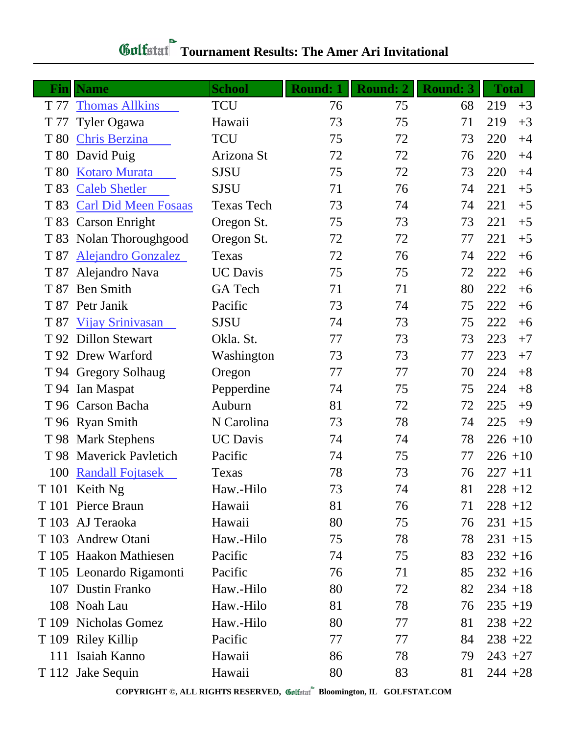# Tournament Results: The Amer Ari Invitational

| Fin | Name | School | Round: 1 | Round: 2 | Round: 3 | Total | |
|---|---|---|---|---|---|---|---|
| T 77 | Thomas Allkins | TCU | 76 | 75 | 68 | 219 | +3 |
| T 77 | Tyler Ogawa | Hawaii | 73 | 75 | 71 | 219 | +3 |
| T 80 | Chris Berzina | TCU | 75 | 72 | 73 | 220 | +4 |
| T 80 | David Puig | Arizona St | 72 | 72 | 76 | 220 | +4 |
| T 80 | Kotaro Murata | SJSU | 75 | 72 | 73 | 220 | +4 |
| T 83 | Caleb Shetler | SJSU | 71 | 76 | 74 | 221 | +5 |
| T 83 | Carl Did Meen Fosaas | Texas Tech | 73 | 74 | 74 | 221 | +5 |
| T 83 | Carson Enright | Oregon St. | 75 | 73 | 73 | 221 | +5 |
| T 83 | Nolan Thoroughgood | Oregon St. | 72 | 72 | 77 | 221 | +5 |
| T 87 | Alejandro Gonzalez | Texas | 72 | 76 | 74 | 222 | +6 |
| T 87 | Alejandro Nava | UC Davis | 75 | 75 | 72 | 222 | +6 |
| T 87 | Ben Smith | GA Tech | 71 | 71 | 80 | 222 | +6 |
| T 87 | Petr Janik | Pacific | 73 | 74 | 75 | 222 | +6 |
| T 87 | Vijay Srinivasan | SJSU | 74 | 73 | 75 | 222 | +6 |
| T 92 | Dillon Stewart | Okla. St. | 77 | 73 | 73 | 223 | +7 |
| T 92 | Drew Warford | Washington | 73 | 73 | 77 | 223 | +7 |
| T 94 | Gregory Solhaug | Oregon | 77 | 77 | 70 | 224 | +8 |
| T 94 | Ian Maspat | Pepperdine | 74 | 75 | 75 | 224 | +8 |
| T 96 | Carson Bacha | Auburn | 81 | 72 | 72 | 225 | +9 |
| T 96 | Ryan Smith | N Carolina | 73 | 78 | 74 | 225 | +9 |
| T 98 | Mark Stephens | UC Davis | 74 | 74 | 78 | 226 | +10 |
| T 98 | Maverick Pavletich | Pacific | 74 | 75 | 77 | 226 | +10 |
| 100 | Randall Fojtasek | Texas | 78 | 73 | 76 | 227 | +11 |
| T 101 | Keith Ng | Haw.-Hilo | 73 | 74 | 81 | 228 | +12 |
| T 101 | Pierce Braun | Hawaii | 81 | 76 | 71 | 228 | +12 |
| T 103 | AJ Teraoka | Hawaii | 80 | 75 | 76 | 231 | +15 |
| T 103 | Andrew Otani | Haw.-Hilo | 75 | 78 | 78 | 231 | +15 |
| T 105 | Haakon Mathiesen | Pacific | 74 | 75 | 83 | 232 | +16 |
| T 105 | Leonardo Rigamonti | Pacific | 76 | 71 | 85 | 232 | +16 |
| 107 | Dustin Franko | Haw.-Hilo | 80 | 72 | 82 | 234 | +18 |
| 108 | Noah Lau | Haw.-Hilo | 81 | 78 | 76 | 235 | +19 |
| T 109 | Nicholas Gomez | Haw.-Hilo | 80 | 77 | 81 | 238 | +22 |
| T 109 | Riley Killip | Pacific | 77 | 77 | 84 | 238 | +22 |
| 111 | Isaiah Kanno | Hawaii | 86 | 78 | 79 | 243 | +27 |
| T 112 | Jake Sequin | Hawaii | 80 | 83 | 81 | 244 | +28 |

COPYRIGHT ©, ALL RIGHTS RESERVED, Golfstat Bloomington, IL GOLFSTAT.COM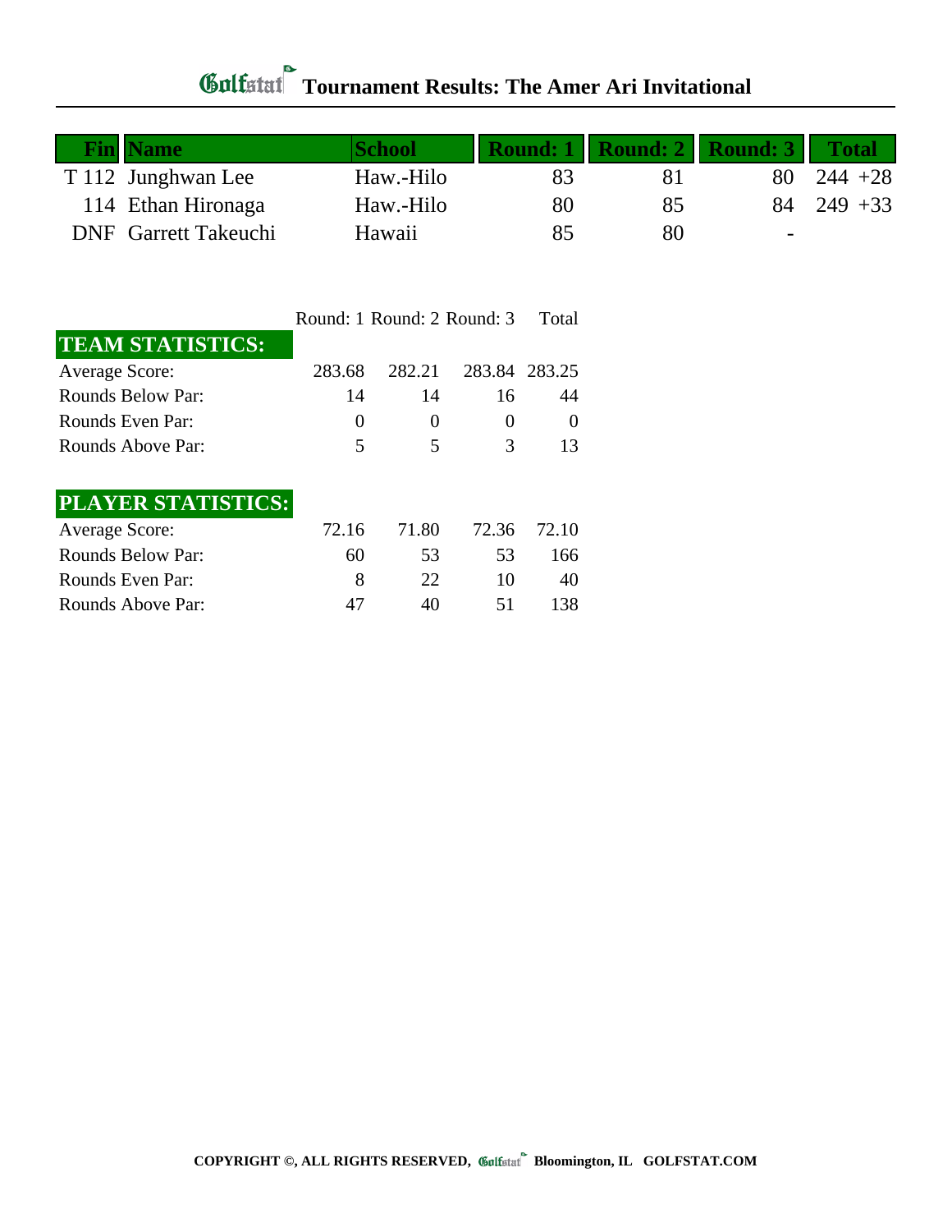# Golfstat Tournament Results: The Amer Ari Invitational

| Fin | Name | School | Round: 1 | Round: 2 | Round: 3 | Total | |
|---|---|---|---|---|---|---|---|
| T 112 | Junghwan Lee | Haw.-Hilo | 83 | 81 | 80 | 244 | +28 |
| 114 | Ethan Hironaga | Haw.-Hilo | 80 | 85 | 84 | 249 | +33 |
| DNF | Garrett Takeuchi | Hawaii | 85 | 80 | - | | |

| | Round: 1 | Round: 2 | Round: 3 | Total |
|---|---|---|---|---|
| **TEAM STATISTICS:** | | | | |
| Average Score: | 283.68 | 282.21 | 283.84 | 283.25 |
| Rounds Below Par: | 14 | 14 | 16 | 44 |
| Rounds Even Par: | 0 | 0 | 0 | 0 |
| Rounds Above Par: | 5 | 5 | 3 | 13 |
| **PLAYER STATISTICS:** | | | | |
| Average Score: | 72.16 | 71.80 | 72.36 | 72.10 |
| Rounds Below Par: | 60 | 53 | 53 | 166 |
| Rounds Even Par: | 8 | 22 | 10 | 40 |
| Rounds Above Par: | 47 | 40 | 51 | 138 |

**COPYRIGHT ©, ALL RIGHTS RESERVED, Golfstat Bloomington, IL GOLFSTAT.COM**